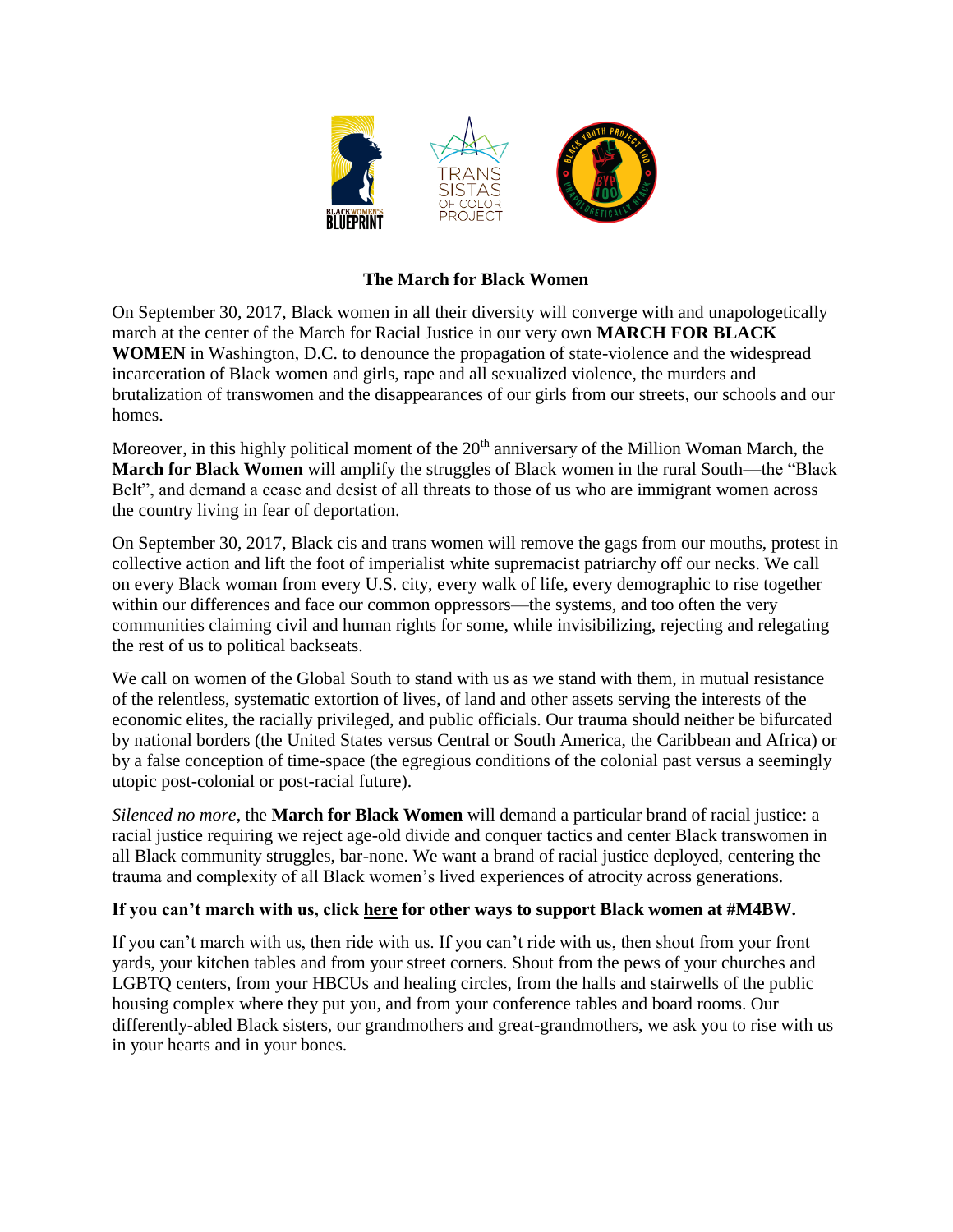# The March for Black Women

On September 30, 2017, Black women in all their diversity will converge with and unapologetically march at the center of the March for Racial Justice in our very own **MARCH FOR BLACK WOMEN** in Washington, D.C. to denounce the propagation of state-violence and the widespread incarceration of Black women and girls, rape and all sexualized violence, the murders and brutalization of transwomen and the disappearances of our girls from our streets, our schools and our homes.

Moreover, in this highly political moment of the 20th anniversary of the Million Woman March, the **March for Black Women** will amplify the struggles of Black women in the rural South—the "Black Belt", and demand a cease and desist of all threats to those of us who are immigrant women across the country living in fear of deportation.

On September 30, 2017, Black cis and trans women will remove the gags from our mouths, protest in collective action and lift the foot of imperialist white supremacist patriarchy off our necks. We call on every Black woman from every U.S. city, every walk of life, every demographic to rise together within our differences and face our common oppressors—the systems, and too often the very communities claiming civil and human rights for some, while invisibilizing, rejecting and relegating the rest of us to political backseats.

We call on women of the Global South to stand with us as we stand with them, in mutual resistance of the relentless, systematic extortion of lives, of land and other assets serving the interests of the economic elites, the racially privileged, and public officials. Our trauma should neither be bifurcated by national borders (the United States versus Central or South America, the Caribbean and Africa) or by a false conception of time-space (the egregious conditions of the colonial past versus a seemingly utopic post-colonial or post-racial future).

*Silenced no more*, the **March for Black Women** will demand a particular brand of racial justice: a racial justice requiring we reject age-old divide and conquer tactics and center Black transwomen in all Black community struggles, bar-none. We want a brand of racial justice deployed, centering the trauma and complexity of all Black women's lived experiences of atrocity across generations.

**If you can't march with us, click here for other ways to support Black women at #M4BW.**

If you can't march with us, then ride with us. If you can't ride with us, then shout from your front yards, your kitchen tables and from your street corners. Shout from the pews of your churches and LGBTQ centers, from your HBCUs and healing circles, from the halls and stairwells of the public housing complex where they put you, and from your conference tables and board rooms. Our differently-abled Black sisters, our grandmothers and great-grandmothers, we ask you to rise with us in your hearts and in your bones.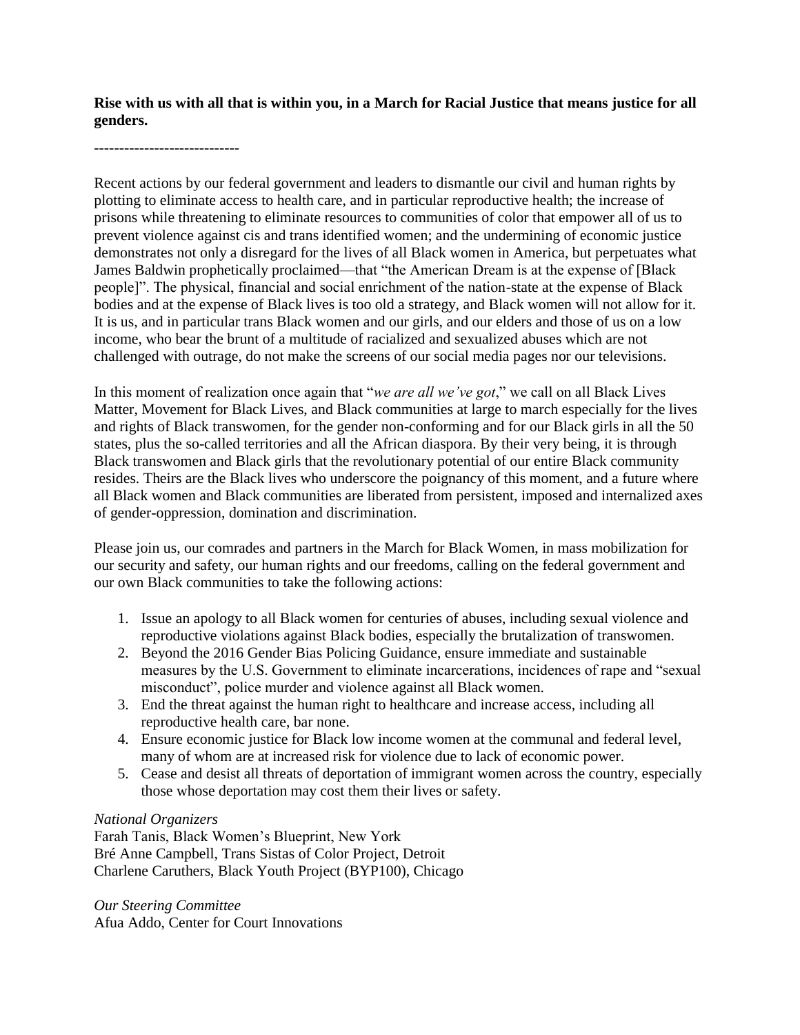**Rise with us with all that is within you, in a March for Racial Justice that means justice for all genders.**

-----------------------------

Recent actions by our federal government and leaders to dismantle our civil and human rights by plotting to eliminate access to health care, and in particular reproductive health; the increase of prisons while threatening to eliminate resources to communities of color that empower all of us to prevent violence against cis and trans identified women; and the undermining of economic justice demonstrates not only a disregard for the lives of all Black women in America, but perpetuates what James Baldwin prophetically proclaimed—that "the American Dream is at the expense of [Black people]". The physical, financial and social enrichment of the nation-state at the expense of Black bodies and at the expense of Black lives is too old a strategy, and Black women will not allow for it. It is us, and in particular trans Black women and our girls, and our elders and those of us on a low income, who bear the brunt of a multitude of racialized and sexualized abuses which are not challenged with outrage, do not make the screens of our social media pages nor our televisions.

In this moment of realization once again that "*we are all we've got*," we call on all Black Lives Matter, Movement for Black Lives, and Black communities at large to march especially for the lives and rights of Black transwomen, for the gender non-conforming and for our Black girls in all the 50 states, plus the so-called territories and all the African diaspora. By their very being, it is through Black transwomen and Black girls that the revolutionary potential of our entire Black community resides. Theirs are the Black lives who underscore the poignancy of this moment, and a future where all Black women and Black communities are liberated from persistent, imposed and internalized axes of gender-oppression, domination and discrimination.

Please join us, our comrades and partners in the March for Black Women, in mass mobilization for our security and safety, our human rights and our freedoms, calling on the federal government and our own Black communities to take the following actions:

1. Issue an apology to all Black women for centuries of abuses, including sexual violence and reproductive violations against Black bodies, especially the brutalization of transwomen.
2. Beyond the 2016 Gender Bias Policing Guidance, ensure immediate and sustainable measures by the U.S. Government to eliminate incarcerations, incidences of rape and "sexual misconduct", police murder and violence against all Black women.
3. End the threat against the human right to healthcare and increase access, including all reproductive health care, bar none.
4. Ensure economic justice for Black low income women at the communal and federal level, many of whom are at increased risk for violence due to lack of economic power.
5. Cease and desist all threats of deportation of immigrant women across the country, especially those whose deportation may cost them their lives or safety.

*National Organizers*
Farah Tanis, Black Women's Blueprint, New York
Bré Anne Campbell, Trans Sistas of Color Project, Detroit
Charlene Caruthers, Black Youth Project (BYP100), Chicago

*Our Steering Committee*
Afua Addo, Center for Court Innovations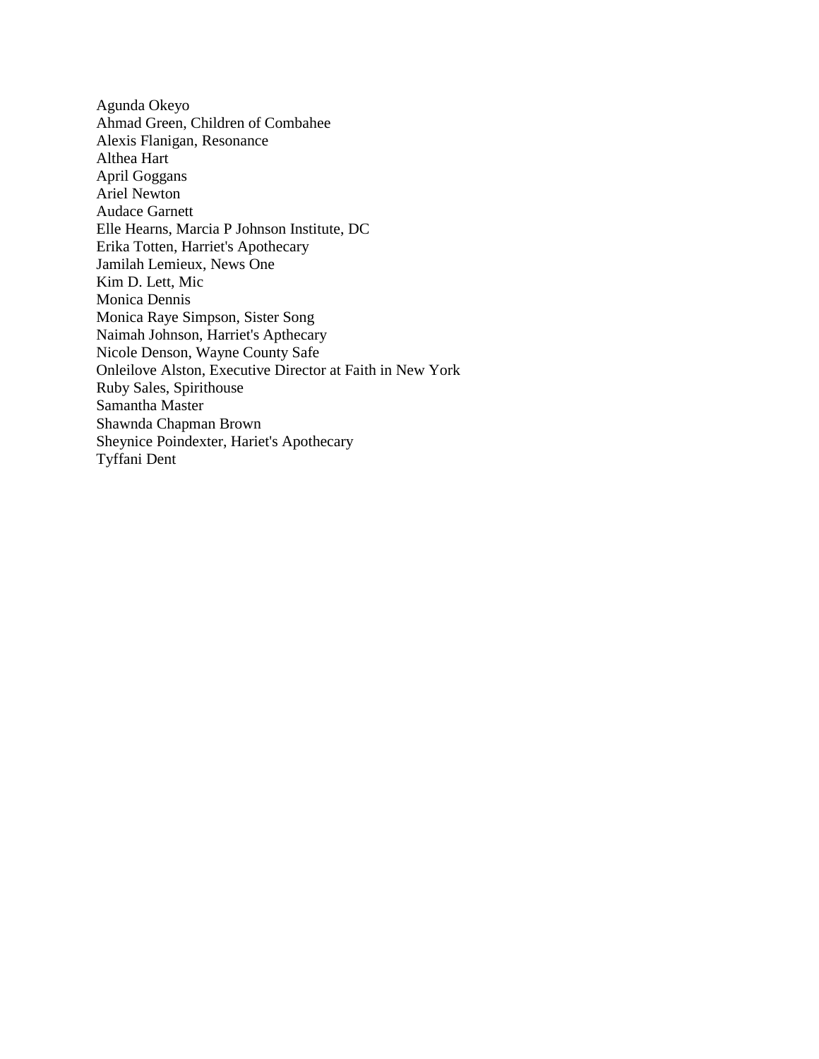Agunda Okeyo
Ahmad Green, Children of Combahee
Alexis Flanigan, Resonance
Althea Hart
April Goggans
Ariel Newton
Audace Garnett
Elle Hearns, Marcia P Johnson Institute, DC
Erika Totten, Harriet's Apothecary
Jamilah Lemieux, News One
Kim D. Lett, Mic
Monica Dennis
Monica Raye Simpson, Sister Song
Naimah Johnson, Harriet's Apthecary
Nicole Denson, Wayne County Safe
Onleilove Alston, Executive Director at Faith in New York
Ruby Sales, Spirithouse
Samantha Master
Shawnda Chapman Brown
Sheynice Poindexter, Hariet's Apothecary
Tyffani Dent